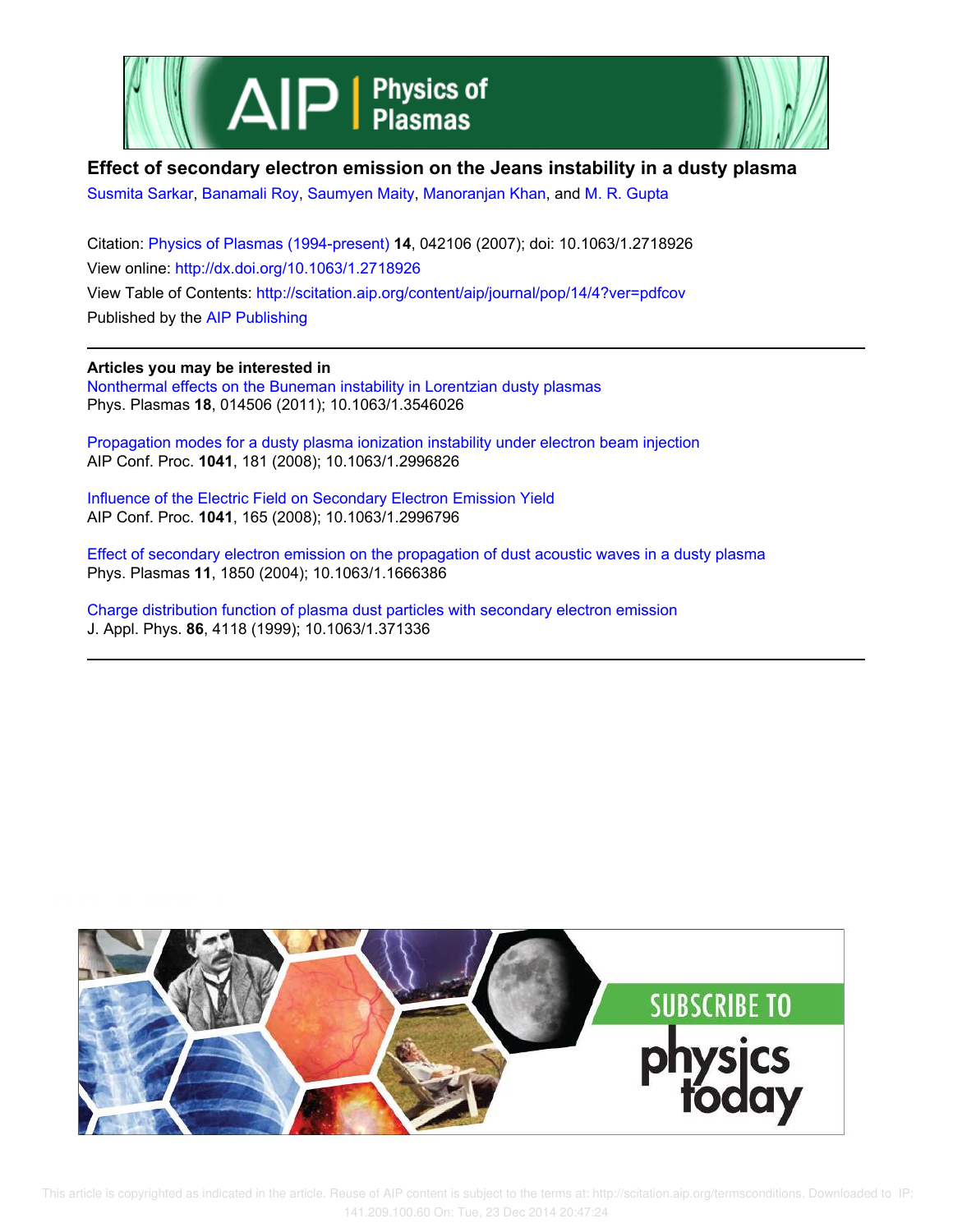# Effect of secondary electron emission on the Jeans instability in a dusty plasma

Susmita Sarkar, Banamali Roy, Saumyen Maity, Manoranjan Khan, and M. R. Gupta

Citation: Physics of Plasmas (1994-present) **14**, 042106 (2007); doi: 10.1063/1.2718926

View online: http://dx.doi.org/10.1063/1.2718926

View Table of Contents: http://scitation.aip.org/content/aip/journal/pop/14/4?ver=pdfcov

Published by the AIP Publishing

**Articles you may be interested in**

Nonthermal effects on the Buneman instability in Lorentzian dusty plasmas
Phys. Plasmas **18**, 014506 (2011); 10.1063/1.3546026

Propagation modes for a dusty plasma ionization instability under electron beam injection
AIP Conf. Proc. **1041**, 181 (2008); 10.1063/1.2996826

Influence of the Electric Field on Secondary Electron Emission Yield
AIP Conf. Proc. **1041**, 165 (2008); 10.1063/1.2996796

Effect of secondary electron emission on the propagation of dust acoustic waves in a dusty plasma
Phys. Plasmas **11**, 1850 (2004); 10.1063/1.1666386

Charge distribution function of plasma dust particles with secondary electron emission
J. Appl. Phys. **86**, 4118 (1999); 10.1063/1.371336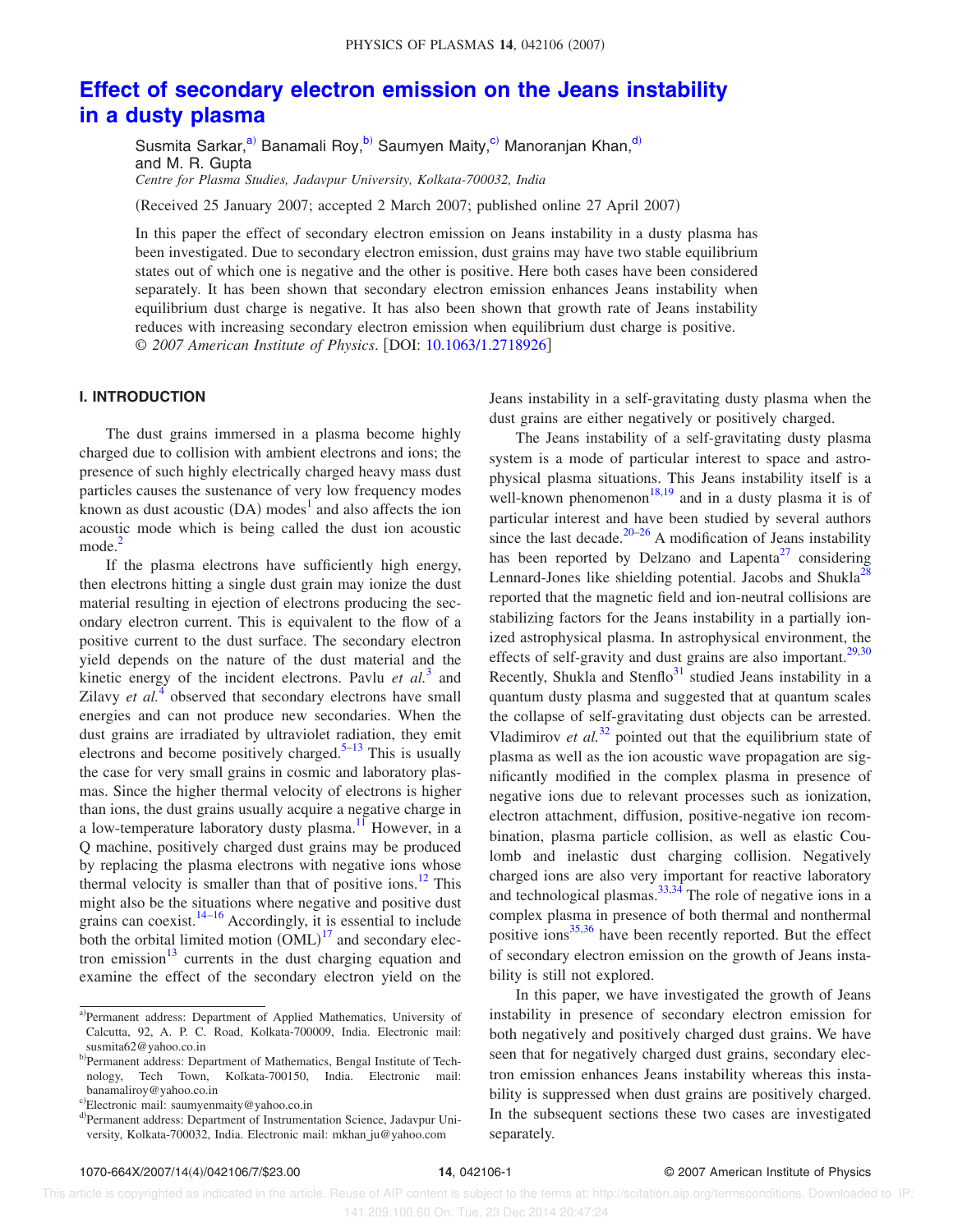# Effect of secondary electron emission on the Jeans instability in a dusty plasma

Susmita Sarkar,[a] Banamali Roy,[b] Saumyen Maity,[c] Manoranjan Khan,[d] and M. R. Gupta

*Centre for Plasma Studies, Jadavpur University, Kolkata-700032, India*

(Received 25 January 2007; accepted 2 March 2007; published online 27 April 2007)

In this paper the effect of secondary electron emission on Jeans instability in a dusty plasma has been investigated. Due to secondary electron emission, dust grains may have two stable equilibrium states out of which one is negative and the other is positive. Here both cases have been considered separately. It has been shown that secondary electron emission enhances Jeans instability when equilibrium dust charge is negative. It has also been shown that growth rate of Jeans instability reduces with increasing secondary electron emission when equilibrium dust charge is positive. © *2007 American Institute of Physics*. [DOI: 10.1063/1.2718926]

## I. INTRODUCTION

The dust grains immersed in a plasma become highly charged due to collision with ambient electrons and ions; the presence of such highly electrically charged heavy mass dust particles causes the sustenance of very low frequency modes known as dust acoustic (DA) modes[1] and also affects the ion acoustic mode which is being called the dust ion acoustic mode.[2]

If the plasma electrons have sufficiently high energy, then electrons hitting a single dust grain may ionize the dust material resulting in ejection of electrons producing the secondary electron current. This is equivalent to the flow of a positive current to the dust surface. The secondary electron yield depends on the nature of the dust material and the kinetic energy of the incident electrons. Pavlu *et al.*[3] and Zilavy *et al.*[4] observed that secondary electrons have small energies and can not produce new secondaries. When the dust grains are irradiated by ultraviolet radiation, they emit electrons and become positively charged.[5–13] This is usually the case for very small grains in cosmic and laboratory plasmas. Since the higher thermal velocity of electrons is higher than ions, the dust grains usually acquire a negative charge in a low-temperature laboratory dusty plasma.[11] However, in a Q machine, positively charged dust grains may be produced by replacing the plasma electrons with negative ions whose thermal velocity is smaller than that of positive ions.[12] This might also be the situations where negative and positive dust grains can coexist.[14–16] Accordingly, it is essential to include both the orbital limited motion (OML)[17] and secondary electron emission[13] currents in the dust charging equation and examine the effect of the secondary electron yield on the Jeans instability in a self-gravitating dusty plasma when the dust grains are either negatively or positively charged.

The Jeans instability of a self-gravitating dusty plasma system is a mode of particular interest to space and astrophysical plasma situations. This Jeans instability itself is a well-known phenomenon[18,19] and in a dusty plasma it is of particular interest and have been studied by several authors since the last decade.[20–26] A modification of Jeans instability has been reported by Delzano and Lapenta[27] considering Lennard-Jones like shielding potential. Jacobs and Shukla[28] reported that the magnetic field and ion-neutral collisions are stabilizing factors for the Jeans instability in a partially ionized astrophysical plasma. In astrophysical environment, the effects of self-gravity and dust grains are also important.[29,30] Recently, Shukla and Stenflo[31] studied Jeans instability in a quantum dusty plasma and suggested that at quantum scales the collapse of self-gravitating dust objects can be arrested. Vladimirov *et al.*[32] pointed out that the equilibrium state of plasma as well as the ion acoustic wave propagation are significantly modified in the complex plasma in presence of negative ions due to relevant processes such as ionization, electron attachment, diffusion, positive-negative ion recombination, plasma particle collision, as well as elastic Coulomb and inelastic dust charging collision. Negatively charged ions are also very important for reactive laboratory and technological plasmas.[33,34] The role of negative ions in a complex plasma in presence of both thermal and nonthermal positive ions[35,36] have been recently reported. But the effect of secondary electron emission on the growth of Jeans instability is still not explored.

In this paper, we have investigated the growth of Jeans instability in presence of secondary electron emission for both negatively and positively charged dust grains. We have seen that for negatively charged dust grains, secondary electron emission enhances Jeans instability whereas this instability is suppressed when dust grains are positively charged. In the subsequent sections these two cases are investigated separately.

---

[a] Permanent address: Department of Applied Mathematics, University of Calcutta, 92, A. P. C. Road, Kolkata-700009, India. Electronic mail: susmita62@yahoo.co.in

[b] Permanent address: Department of Mathematics, Bengal Institute of Technology, Tech Town, Kolkata-700150, India. Electronic mail: banamaliroy@yahoo.co.in

[c] Electronic mail: saumyenmaity@yahoo.co.in

[d] Permanent address: Department of Instrumentation Science, Jadavpur University, Kolkata-700032, India. Electronic mail: mkhan_ju@yahoo.com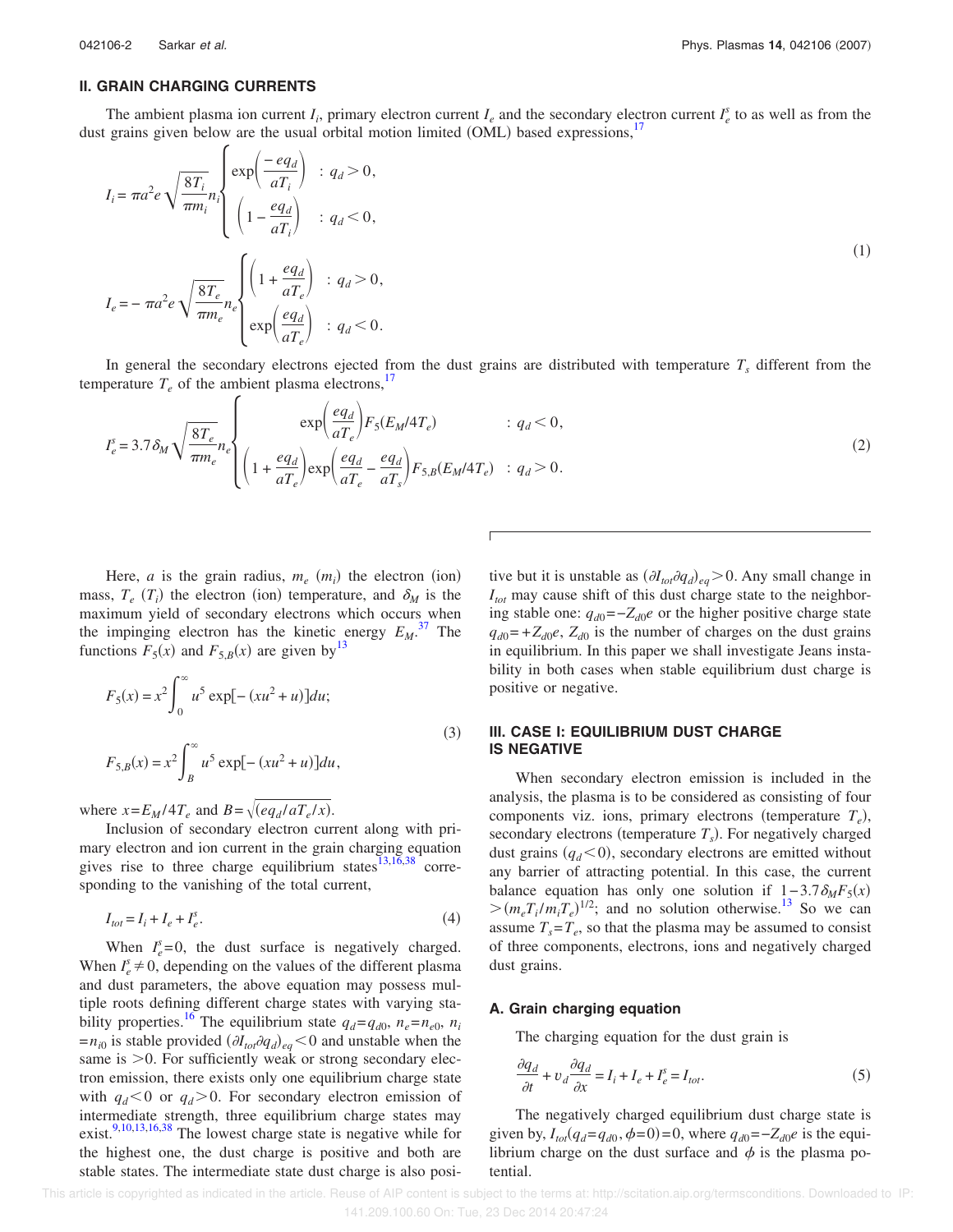## II. GRAIN CHARGING CURRENTS

The ambient plasma ion current $I_i$, primary electron current $I_e$ and the secondary electron current $I_e^s$ to as well as from the dust grains given below are the usual orbital motion limited (OML) based expressions,[17]

$$
I_i = \pi a^2 e \sqrt{\frac{8T_i}{\pi m_i}} n_i \begin{cases} \exp\left(\frac{-eq_d}{aT_i}\right) & : q_d > 0, \\ \left(1 - \frac{eq_d}{aT_i}\right) & : q_d < 0, \end{cases}
$$
$$
I_e = -\pi a^2 e \sqrt{\frac{8T_e}{\pi m_e}} n_e \begin{cases} \left(1 + \frac{eq_d}{aT_e}\right) & : q_d > 0, \\ \exp\left(\frac{eq_d}{aT_e}\right) & : q_d < 0. \end{cases} \tag{1}
$$

In general the secondary electrons ejected from the dust grains are distributed with temperature $T_s$ different from the temperature $T_e$ of the ambient plasma electrons,[17]

$$
I_e^s = 3.7\,\delta_M \sqrt{\frac{8T_e}{\pi m_e}} n_e \begin{cases} \exp\left(\frac{eq_d}{aT_e}\right) F_5(E_M/4T_e) & : q_d < 0, \\ \left(1 + \frac{eq_d}{aT_e}\right) \exp\left(\frac{eq_d}{aT_e} - \frac{eq_d}{aT_s}\right) F_{5,B}(E_M/4T_e) & : q_d > 0. \end{cases} \tag{2}
$$

Here, $a$ is the grain radius, $m_e$ $(m_i)$ the electron (ion) mass, $T_e$ $(T_i)$ the electron (ion) temperature, and $\delta_M$ is the maximum yield of secondary electrons which occurs when the impinging electron has the kinetic energy $E_M$.[37] The functions $F_5(x)$ and $F_{5,B}(x)$ are given by[13]

$$
F_5(x) = x^2 \int_0^\infty u^5 \exp[-(xu^2 + u)]du;
$$
$$
F_{5,B}(x) = x^2 \int_B^\infty u^5 \exp[-(xu^2 + u)]du, \tag{3}
$$

where $x = E_M/4T_e$ and $B = \sqrt{(eq_d/aT_e/x)}$.

Inclusion of secondary electron current along with primary electron and ion current in the grain charging equation gives rise to three charge equilibrium states[13,16,38] corresponding to the vanishing of the total current,

$$
I_{tot} = I_i + I_e + I_e^s. \tag{4}
$$

When $I_e^s = 0$, the dust surface is negatively charged. When $I_e^s \neq 0$, depending on the values of the different plasma and dust parameters, the above equation may possess multiple roots defining different charge states with varying stability properties.[16] The equilibrium state $q_d = q_{d0}$, $n_e = n_{e0}$, $n_i = n_{i0}$ is stable provided $(\partial I_{tot} \partial q_d)_{eq} < 0$ and unstable when the same is $>0$. For sufficiently weak or strong secondary electron emission, there exists only one equilibrium charge state with $q_d < 0$ or $q_d > 0$. For secondary electron emission of intermediate strength, three equilibrium charge states may exist.[9,10,13,16,38] The lowest charge state is negative while for the highest one, the dust charge is positive and both are stable states. The intermediate state dust charge is also positive but it is unstable as $(\partial I_{tot} \partial q_d)_{eq} > 0$. Any small change in $I_{tot}$ may cause shift of this dust charge state to the neighboring stable one: $q_{d0} = -Z_{d0}e$ or the higher positive charge state $q_{d0} = +Z_{d0}e$, $Z_{d0}$ is the number of charges on the dust grains in equilibrium. In this paper we shall investigate Jeans instability in both cases when stable equilibrium dust charge is positive or negative.

## III. CASE I: EQUILIBRIUM DUST CHARGE IS NEGATIVE

When secondary electron emission is included in the analysis, the plasma is to be considered as consisting of four components viz. ions, primary electrons (temperature $T_e$), secondary electrons (temperature $T_s$). For negatively charged dust grains $(q_d < 0)$, secondary electrons are emitted without any barrier of attracting potential. In this case, the current balance equation has only one solution if $1 - 3.7\delta_M F_5(x) > (m_e T_i / m_i T_e)^{1/2}$; and no solution otherwise.[13] So we can assume $T_s = T_e$, so that the plasma may be assumed to consist of three components, electrons, ions and negatively charged dust grains.

### A. Grain charging equation

The charging equation for the dust grain is

$$
\frac{\partial q_d}{\partial t} + v_d \frac{\partial q_d}{\partial x} = I_i + I_e + I_e^s = I_{tot}. \tag{5}
$$

The negatively charged equilibrium dust charge state is given by, $I_{tot}(q_d = q_{d0}, \phi = 0) = 0$, where $q_{d0} = -Z_{d0}e$ is the equilibrium charge on the dust surface and $\phi$ is the plasma potential.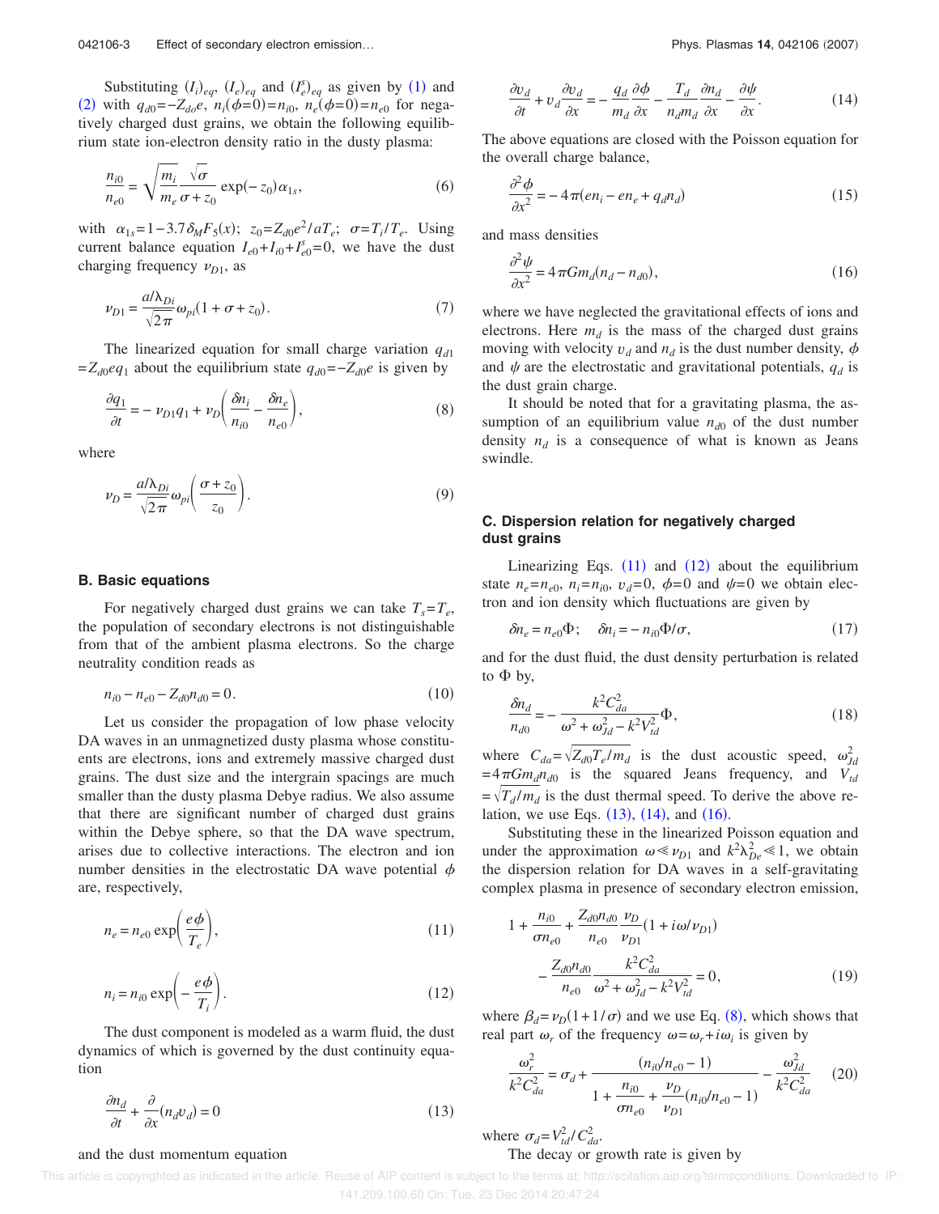Substituting $(I_i)_{eq}$, $(I_e)_{eq}$ and $(I_e^s)_{eq}$ as given by (1) and (2) with $q_{d0}=-Z_{do}e$, $n_i(\phi=0)=n_{i0}$, $n_e(\phi=0)=n_{e0}$ for negatively charged dust grains, we obtain the following equilibrium state ion-electron density ratio in the dusty plasma:

$$\frac{n_{i0}}{n_{e0}} = \sqrt{\frac{m_i}{m_e}}\frac{\sqrt{\sigma}}{\sigma + z_0}\exp(-z_0)\alpha_{1s}, \tag{6}$$

with $\alpha_{1s}=1-3.7\delta_M F_5(x)$; $z_0=Z_{d0}e^2/aT_e$; $\sigma=T_i/T_e$. Using current balance equation $I_{e0}+I_{i0}+I_{e0}^s=0$, we have the dust charging frequency $\nu_{D1}$, as

$$\nu_{D1} = \frac{a/\lambda_{Di}}{\sqrt{2\pi}}\omega_{pi}(1+\sigma+z_0). \tag{7}$$

The linearized equation for small charge variation $q_{d1}=Z_{d0}eq_1$ about the equilibrium state $q_{d0}=-Z_{d0}e$ is given by

$$\frac{\partial q_1}{\partial t} = -\nu_{D1}q_1 + \nu_D\left(\frac{\delta n_i}{n_{i0}} - \frac{\delta n_e}{n_{e0}}\right), \tag{8}$$

where

$$\nu_D = \frac{a/\lambda_{Di}}{\sqrt{2\pi}}\omega_{pi}\left(\frac{\sigma + z_0}{z_0}\right). \tag{9}$$

### B. Basic equations

For negatively charged dust grains we can take $T_s=T_e$, the population of secondary electrons is not distinguishable from that of the ambient plasma electrons. So the charge neutrality condition reads as

$$n_{i0} - n_{e0} - Z_{d0}n_{d0} = 0. \tag{10}$$

Let us consider the propagation of low phase velocity DA waves in an unmagnetized dusty plasma whose constituents are electrons, ions and extremely massive charged dust grains. The dust size and the intergrain spacings are much smaller than the dusty plasma Debye radius. We also assume that there are significant number of charged dust grains within the Debye sphere, so that the DA wave spectrum, arises due to collective interactions. The electron and ion number densities in the electrostatic DA wave potential $\phi$ are, respectively,

$$n_e = n_{e0}\exp\left(\frac{e\phi}{T_e}\right), \tag{11}$$

$$n_i = n_{i0}\exp\left(-\frac{e\phi}{T_i}\right). \tag{12}$$

The dust component is modeled as a warm fluid, the dust dynamics of which is governed by the dust continuity equation

$$\frac{\partial n_d}{\partial t} + \frac{\partial}{\partial x}(n_d v_d) = 0 \tag{13}$$

and the dust momentum equation

$$\frac{\partial v_d}{\partial t} + v_d\frac{\partial v_d}{\partial x} = -\frac{q_d}{m_d}\frac{\partial \phi}{\partial x} - \frac{T_d}{n_d m_d}\frac{\partial n_d}{\partial x} - \frac{\partial \psi}{\partial x}. \tag{14}$$

The above equations are closed with the Poisson equation for the overall charge balance,

$$\frac{\partial^2 \phi}{\partial x^2} = -4\pi(en_i - en_e + q_d n_d) \tag{15}$$

and mass densities

$$\frac{\partial^2 \psi}{\partial x^2} = 4\pi G m_d(n_d - n_{d0}), \tag{16}$$

where we have neglected the gravitational effects of ions and electrons. Here $m_d$ is the mass of the charged dust grains moving with velocity $v_d$ and $n_d$ is the dust number density, $\phi$ and $\psi$ are the electrostatic and gravitational potentials, $q_d$ is the dust grain charge.

It should be noted that for a gravitating plasma, the assumption of an equilibrium value $n_{d0}$ of the dust number density $n_d$ is a consequence of what is known as Jeans swindle.

### C. Dispersion relation for negatively charged dust grains

Linearizing Eqs. (11) and (12) about the equilibrium state $n_e=n_{e0}$, $n_i=n_{i0}$, $v_d=0$, $\phi=0$ and $\psi=0$ we obtain electron and ion density which fluctuations are given by

$$\delta n_e = n_{e0}\Phi; \quad \delta n_i = -n_{i0}\Phi/\sigma, \tag{17}$$

and for the dust fluid, the dust density perturbation is related to $\Phi$ by,

$$\frac{\delta n_d}{n_{d0}} = -\frac{k^2 C_{da}^2}{\omega^2 + \omega_{Jd}^2 - k^2 V_{td}^2}\Phi, \tag{18}$$

where $C_{da}=\sqrt{Z_{d0}T_e/m_d}$ is the dust acoustic speed, $\omega_{Jd}^2=4\pi G m_d n_{d0}$ is the squared Jeans frequency, and $V_{td}=\sqrt{T_d/m_d}$ is the dust thermal speed. To derive the above relation, we use Eqs. (13), (14), and (16).

Substituting these in the linearized Poisson equation and under the approximation $\omega \ll \nu_{D1}$ and $k^2\lambda_{De}^2 \ll 1$, we obtain the dispersion relation for DA waves in a self-gravitating complex plasma in presence of secondary electron emission,

$$1 + \frac{n_{i0}}{\sigma n_{e0}} + \frac{Z_{d0}n_{d0}}{n_{e0}}\frac{\nu_D}{\nu_{D1}}(1 + i\omega/\nu_{D1}) - \frac{Z_{d0}n_{d0}}{n_{e0}}\frac{k^2 C_{da}^2}{\omega^2 + \omega_{Jd}^2 - k^2 V_{td}^2} = 0, \tag{19}$$

where $\beta_d=\nu_D(1+1/\sigma)$ and we use Eq. (8), which shows that real part $\omega_r$ of the frequency $\omega=\omega_r+i\omega_i$ is given by

$$\frac{\omega_r^2}{k^2 C_{da}^2} = \sigma_d + \frac{(n_{i0}/n_{e0} - 1)}{1 + \dfrac{n_{i0}}{\sigma n_{e0}} + \dfrac{\nu_D}{\nu_{D1}}(n_{i0}/n_{e0} - 1)} - \frac{\omega_{Jd}^2}{k^2 C_{da}^2} \tag{20}$$

where $\sigma_d=V_{td}^2/C_{da}^2$.

The decay or growth rate is given by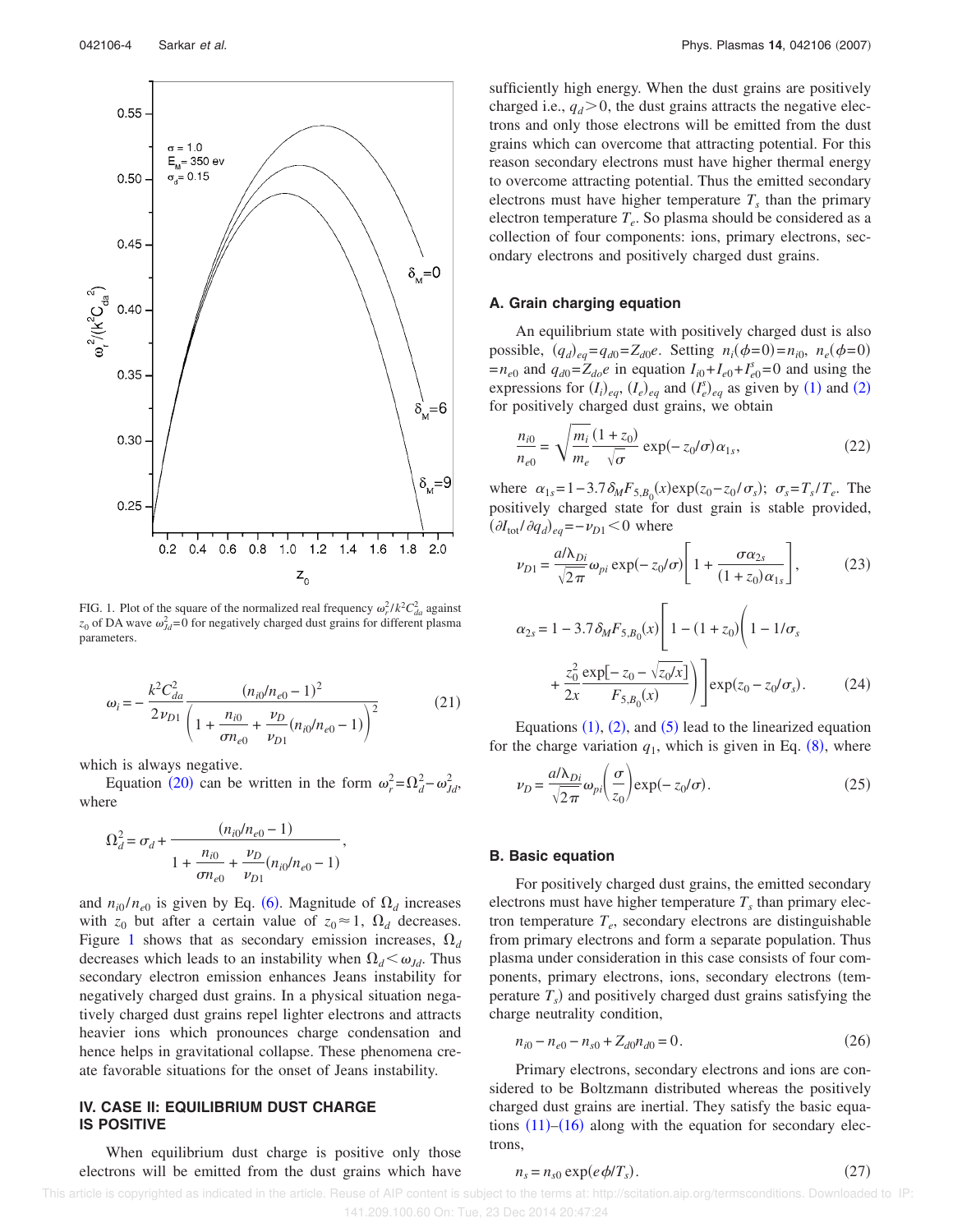FIG. 1. Plot of the square of the normalized real frequency $\omega_r^2/k^2C_{da}^2$ against $z_0$ of DA wave $\omega_{Jd}^2=0$ for negatively charged dust grains for different plasma parameters.

$$\omega_i = -\frac{k^2C_{da}^2}{2\nu_{D1}}\frac{(n_{i0}/n_{e0}-1)^2}{\left(1+\dfrac{n_{i0}}{\sigma n_{e0}}+\dfrac{\nu_D}{\nu_{D1}}(n_{i0}/n_{e0}-1)\right)^2} \tag{21}$$

which is always negative.

Equation (20) can be written in the form $\omega_r^2=\Omega_d^2-\omega_{Jd}^2$, where

$$\Omega_d^2 = \sigma_d + \frac{(n_{i0}/n_{e0}-1)}{1+\dfrac{n_{i0}}{\sigma n_{e0}}+\dfrac{\nu_D}{\nu_{D1}}(n_{i0}/n_{e0}-1)},$$

and $n_{i0}/n_{e0}$ is given by Eq. (6). Magnitude of $\Omega_d$ increases with $z_0$ but after a certain value of $z_0\approx 1$, $\Omega_d$ decreases. Figure 1 shows that as secondary emission increases, $\Omega_d$ decreases which leads to an instability when $\Omega_d<\omega_{Jd}$. Thus secondary electron emission enhances Jeans instability for negatively charged dust grains. In a physical situation negatively charged dust grains repel lighter electrons and attracts heavier ions which pronounces charge condensation and hence helps in gravitational collapse. These phenomena create favorable situations for the onset of Jeans instability.

## IV. CASE II: EQUILIBRIUM DUST CHARGE IS POSITIVE

When equilibrium dust charge is positive only those electrons will be emitted from the dust grains which have sufficiently high energy. When the dust grains are positively charged i.e., $q_d>0$, the dust grains attracts the negative electrons and only those electrons will be emitted from the dust grains which can overcome that attracting potential. For this reason secondary electrons must have higher thermal energy to overcome attracting potential. Thus the emitted secondary electrons must have higher temperature $T_s$ than the primary electron temperature $T_e$. So plasma should be considered as a collection of four components: ions, primary electrons, secondary electrons and positively charged dust grains.

### A. Grain charging equation

An equilibrium state with positively charged dust is also possible, $(q_d)_{eq}=q_{d0}=Z_{d0}e$. Setting $n_i(\phi=0)=n_{i0}$, $n_e(\phi=0)=n_{e0}$ and $q_{d0}=Z_{d0}e$ in equation $I_{i0}+I_{e0}+I_{e0}^s=0$ and using the expressions for $(I_i)_{eq}$, $(I_e)_{eq}$ and $(I_e^s)_{eq}$ as given by (1) and (2) for positively charged dust grains, we obtain

$$\frac{n_{i0}}{n_{e0}} = \sqrt{\frac{m_i}{m_e}}\frac{(1+z_0)}{\sqrt{\sigma}}\exp(-z_0/\sigma)\alpha_{1s}, \tag{22}$$

where $\alpha_{1s}=1-3.7\delta_M F_{5,B_0}(x)\exp(z_0-z_0/\sigma_s)$; $\sigma_s=T_s/T_e$. The positively charged state for dust grain is stable provided, $(\partial I_{tot}/\partial q_d)_{eq}=-\nu_{D1}<0$ where

$$\nu_{D1} = \frac{a/\lambda_{Di}}{\sqrt{2\pi}}\omega_{pi}\exp(-z_0/\sigma)\left[1+\frac{\sigma\alpha_{2s}}{(1+z_0)\alpha_{1s}}\right], \tag{23}$$

$$\alpha_{2s} = 1-3.7\delta_M F_{5,B_0}(x)\left[1-(1+z_0)\left(1-1/\sigma_s + \frac{z_0^2}{2x}\frac{\exp[-z_0-\sqrt{z_0/x}]}{F_{5,B_0}(x)}\right)\right]\exp(z_0-z_0/\sigma_s). \tag{24}$$

Equations (1), (2), and (5) lead to the linearized equation for the charge variation $q_1$, which is given in Eq. (8), where

$$\nu_D = \frac{a/\lambda_{Di}}{\sqrt{2\pi}}\omega_{pi}\left(\frac{\sigma}{z_0}\right)\exp(-z_0/\sigma). \tag{25}$$

### B. Basic equation

For positively charged dust grains, the emitted secondary electrons must have higher temperature $T_s$ than primary electron temperature $T_e$, secondary electrons are distinguishable from primary electrons and form a separate population. Thus plasma under consideration in this case consists of four components, primary electrons, ions, secondary electrons (temperature $T_s$) and positively charged dust grains satisfying the charge neutrality condition,

$$n_{i0}-n_{e0}-n_{s0}+Z_{d0}n_{d0}=0. \tag{26}$$

Primary electrons, secondary electrons and ions are considered to be Boltzmann distributed whereas the positively charged dust grains are inertial. They satisfy the basic equations (11)–(16) along with the equation for secondary electrons,

$$n_s = n_{s0}\exp(e\phi/T_s). \tag{27}$$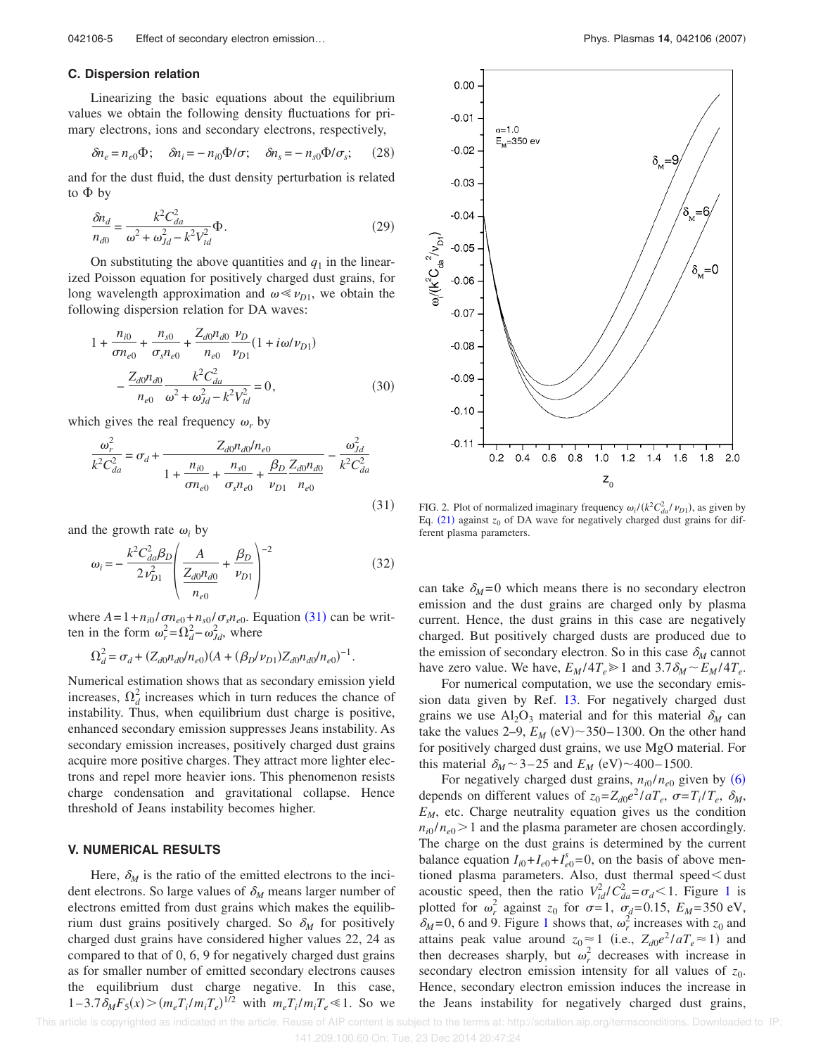### C. Dispersion relation

Linearizing the basic equations about the equilibrium values we obtain the following density fluctuations for primary electrons, ions and secondary electrons, respectively,

$$\delta n_e = n_{e0}\Phi; \quad \delta n_i = -n_{i0}\Phi/\sigma; \quad \delta n_s = -n_{s0}\Phi/\sigma_s; \tag{28}$$

and for the dust fluid, the dust density perturbation is related to $\Phi$ by

$$\frac{\delta n_d}{n_{d0}} = \frac{k^2 C_{da}^2}{\omega^2 + \omega_{Jd}^2 - k^2 V_{td}^2}\Phi. \tag{29}$$

On substituting the above quantities and $q_1$ in the linearized Poisson equation for positively charged dust grains, for long wavelength approximation and $\omega \ll \nu_{D1}$, we obtain the following dispersion relation for DA waves:

$$1 + \frac{n_{i0}}{\sigma n_{e0}} + \frac{n_{s0}}{\sigma_s n_{e0}} + \frac{Z_{d0}n_{d0}}{n_{e0}}\frac{\nu_D}{\nu_{D1}}(1 + i\omega/\nu_{D1}) - \frac{Z_{d0}n_{d0}}{n_{e0}}\frac{k^2 C_{da}^2}{\omega^2 + \omega_{Jd}^2 - k^2 V_{td}^2} = 0, \tag{30}$$

which gives the real frequency $\omega_r$ by

$$\frac{\omega_r^2}{k^2 C_{da}^2} = \sigma_d + \frac{Z_{d0}n_{d0}/n_{e0}}{1 + \dfrac{n_{i0}}{\sigma n_{e0}} + \dfrac{n_{s0}}{\sigma_s n_{e0}} + \dfrac{\beta_D}{\nu_{D1}}\dfrac{Z_{d0}n_{d0}}{n_{e0}}} - \frac{\omega_{Jd}^2}{k^2 C_{da}^2} \tag{31}$$

and the growth rate $\omega_i$ by

$$\omega_i = -\frac{k^2 C_{da}^2 \beta_D}{2\nu_{D1}^2}\left(\frac{A}{\dfrac{Z_{d0}n_{d0}}{n_{e0}}} + \frac{\beta_D}{\nu_{D1}}\right)^{-2} \tag{32}$$

where $A = 1 + n_{i0}/\sigma n_{e0} + n_{s0}/\sigma_s n_{e0}$. Equation (31) can be written in the form $\omega_r^2 = \Omega_d^2 - \omega_{Jd}^2$, where

$$\Omega_d^2 = \sigma_d + (Z_{d0}n_{d0}/n_{e0})(A + (\beta_D/\nu_{D1})Z_{d0}n_{d0}/n_{e0})^{-1}.$$

Numerical estimation shows that as secondary emission yield increases, $\Omega_d^2$ increases which in turn reduces the chance of instability. Thus, when equilibrium dust charge is positive, enhanced secondary emission suppresses Jeans instability. As secondary emission increases, positively charged dust grains acquire more positive charges. They attract more lighter electrons and repel more heavier ions. This phenomenon resists charge condensation and gravitational collapse. Hence threshold of Jeans instability becomes higher.

## V. NUMERICAL RESULTS

Here, $\delta_M$ is the ratio of the emitted electrons to the incident electrons. So large values of $\delta_M$ means larger number of electrons emitted from dust grains which makes the equilibrium dust grains positively charged. So $\delta_M$ for positively charged dust grains have considered higher values 22, 24 as compared to that of 0, 6, 9 for negatively charged dust grains as for smaller number of emitted secondary electrons causes the equilibrium dust charge negative. In this case, $1 - 3.7\delta_M F_5(x) > (m_e T_i/m_i T_e)^{1/2}$ with $m_e T_i/m_i T_e \ll 1$. So we can take $\delta_M = 0$ which means there is no secondary electron emission and the dust grains are charged only by plasma current. Hence, the dust grains in this case are negatively charged. But positively charged dusts are produced due to the emission of secondary electron. So in this case $\delta_M$ cannot have zero value. We have, $E_M/4T_e \gg 1$ and $3.7\delta_M \sim E_M/4T_e$.

For numerical computation, we use the secondary emission data given by Ref. 13. For negatively charged dust grains we use $Al_2O_3$ material and for this material $\delta_M$ can take the values 2–9, $E_M$ (eV)$\sim$350–1300. On the other hand for positively charged dust grains, we use MgO material. For this material $\delta_M \sim 3$–25 and $E_M$ (eV)$\sim$400–1500.

For negatively charged dust grains, $n_{i0}/n_{e0}$ given by (6) depends on different values of $z_0 = Z_{d0}e^2/aT_e$, $\sigma = T_i/T_e$, $\delta_M$, $E_M$, etc. Charge neutrality equation gives us the condition $n_{i0}/n_{e0} > 1$ and the plasma parameter are chosen accordingly. The charge on the dust grains is determined by the current balance equation $I_{i0} + I_{e0} + I_{e0}^s = 0$, on the basis of above mentioned plasma parameters. Also, dust thermal speed < dust acoustic speed, then the ratio $V_{td}^2/C_{da}^2 = \sigma_d < 1$. Figure 1 is plotted for $\omega_r^2$ against $z_0$ for $\sigma = 1$, $\sigma_d = 0.15$, $E_M = 350$ eV, $\delta_M = 0$, 6 and 9. Figure 1 shows that, $\omega_r^2$ increases with $z_0$ and attains peak value around $z_0 \approx 1$ (i.e., $Z_{d0}e^2/aT_e \approx 1$) and then decreases sharply, but $\omega_r^2$ decreases with increase in secondary electron emission intensity for all values of $z_0$. Hence, secondary electron emission induces the increase in the Jeans instability for negatively charged dust grains,

FIG. 2. Plot of normalized imaginary frequency $\omega_i/(k^2 C_{da}^2/\nu_{D1})$, as given by Eq. (21) against $z_0$ of DA wave for negatively charged dust grains for different plasma parameters.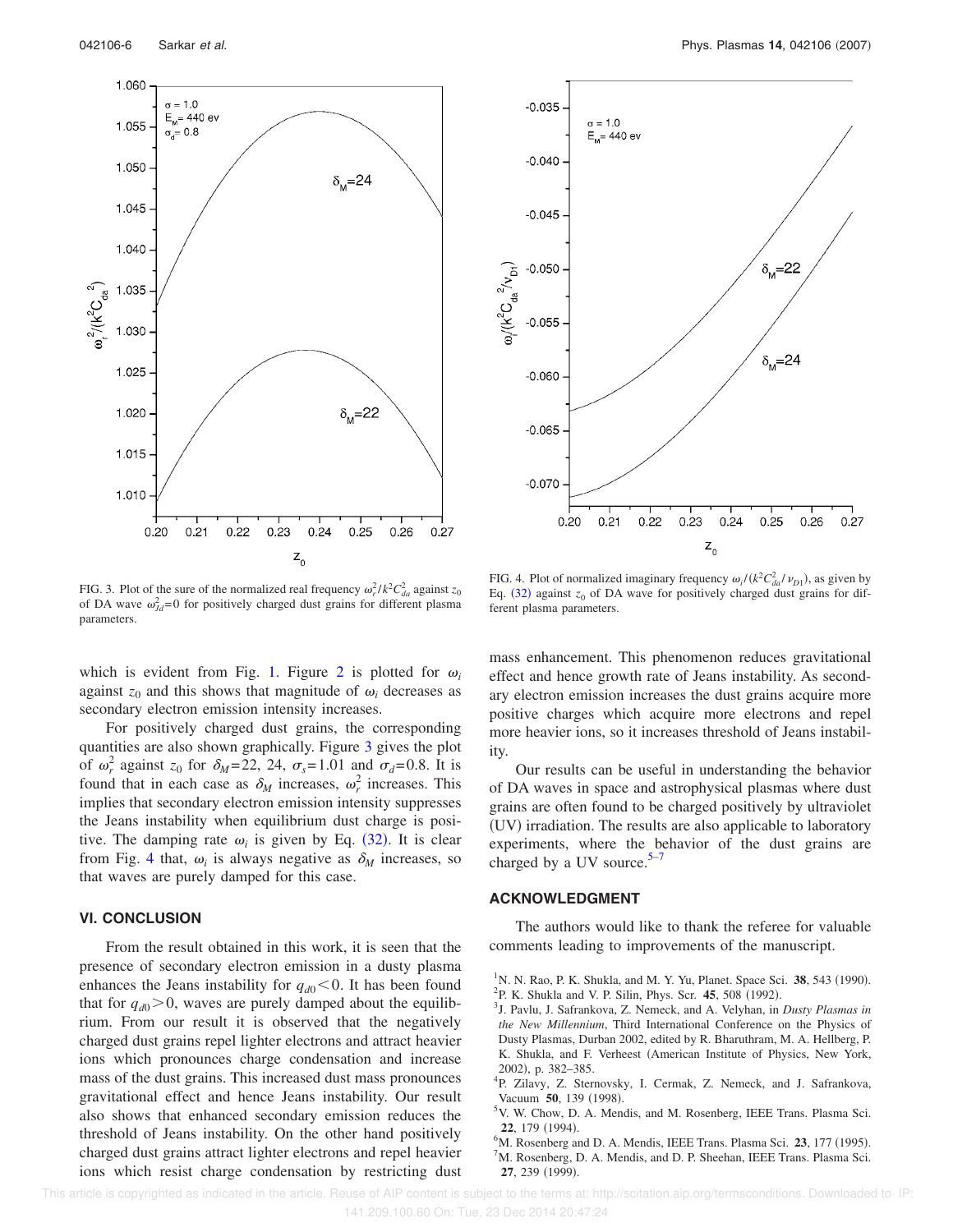FIG. 3. Plot of the sure of the normalized real frequency $\omega_r^2/k^2C_{da}^2$ against $z_0$ of DA wave $\omega_{Jd}^2=0$ for positively charged dust grains for different plasma parameters.

FIG. 4. Plot of normalized imaginary frequency $\omega_i/(k^2C_{da}^2/\nu_{D1})$, as given by Eq. (32) against $z_0$ of DA wave for positively charged dust grains for different plasma parameters.

which is evident from Fig. 1. Figure 2 is plotted for $\omega_i$ against $z_0$ and this shows that magnitude of $\omega_i$ decreases as secondary electron emission intensity increases.

For positively charged dust grains, the corresponding quantities are also shown graphically. Figure 3 gives the plot of $\omega_r^2$ against $z_0$ for $\delta_M=22$, 24, $\sigma_s=1.01$ and $\sigma_d=0.8$. It is found that in each case as $\delta_M$ increases, $\omega_r^2$ increases. This implies that secondary electron emission intensity suppresses the Jeans instability when equilibrium dust charge is positive. The damping rate $\omega_i$ is given by Eq. (32). It is clear from Fig. 4 that, $\omega_i$ is always negative as $\delta_M$ increases, so that waves are purely damped for this case.

## VI. CONCLUSION

From the result obtained in this work, it is seen that the presence of secondary electron emission in a dusty plasma enhances the Jeans instability for $q_{d0}<0$. It has been found that for $q_{d0}>0$, waves are purely damped about the equilibrium. From our result it is observed that the negatively charged dust grains repel lighter electrons and attract heavier ions which pronounces charge condensation and increase mass of the dust grains. This increased dust mass pronounces gravitational effect and hence Jeans instability. Our result also shows that enhanced secondary emission reduces the threshold of Jeans instability. On the other hand positively charged dust grains attract lighter electrons and repel heavier ions which resist charge condensation by restricting dust mass enhancement. This phenomenon reduces gravitational effect and hence growth rate of Jeans instability. As secondary electron emission increases the dust grains acquire more positive charges which acquire more electrons and repel more heavier ions, so it increases threshold of Jeans instability.

Our results can be useful in understanding the behavior of DA waves in space and astrophysical plasmas where dust grains are often found to be charged positively by ultraviolet (UV) irradiation. The results are also applicable to laboratory experiments, where the behavior of the dust grains are charged by a UV source.[5–7]

## ACKNOWLEDGMENT

The authors would like to thank the referee for valuable comments leading to improvements of the manuscript.

[1] N. N. Rao, P. K. Shukla, and M. Y. Yu, Planet. Space Sci. **38**, 543 (1990).
[2] P. K. Shukla and V. P. Silin, Phys. Scr. **45**, 508 (1992).
[3] J. Pavlu, J. Safrankova, Z. Nemeck, and A. Velyhan, in *Dusty Plasmas in the New Millennium*, Third International Conference on the Physics of Dusty Plasmas, Durban 2002, edited by R. Bharuthram, M. A. Hellberg, P. K. Shukla, and F. Verheest (American Institute of Physics, New York, 2002), p. 382–385.
[4] P. Zilavy, Z. Sternovsky, I. Cermak, Z. Nemeck, and J. Safrankova, Vacuum **50**, 139 (1998).
[5] V. W. Chow, D. A. Mendis, and M. Rosenberg, IEEE Trans. Plasma Sci. **22**, 179 (1994).
[6] M. Rosenberg and D. A. Mendis, IEEE Trans. Plasma Sci. **23**, 177 (1995).
[7] M. Rosenberg, D. A. Mendis, and D. P. Sheehan, IEEE Trans. Plasma Sci. **27**, 239 (1999).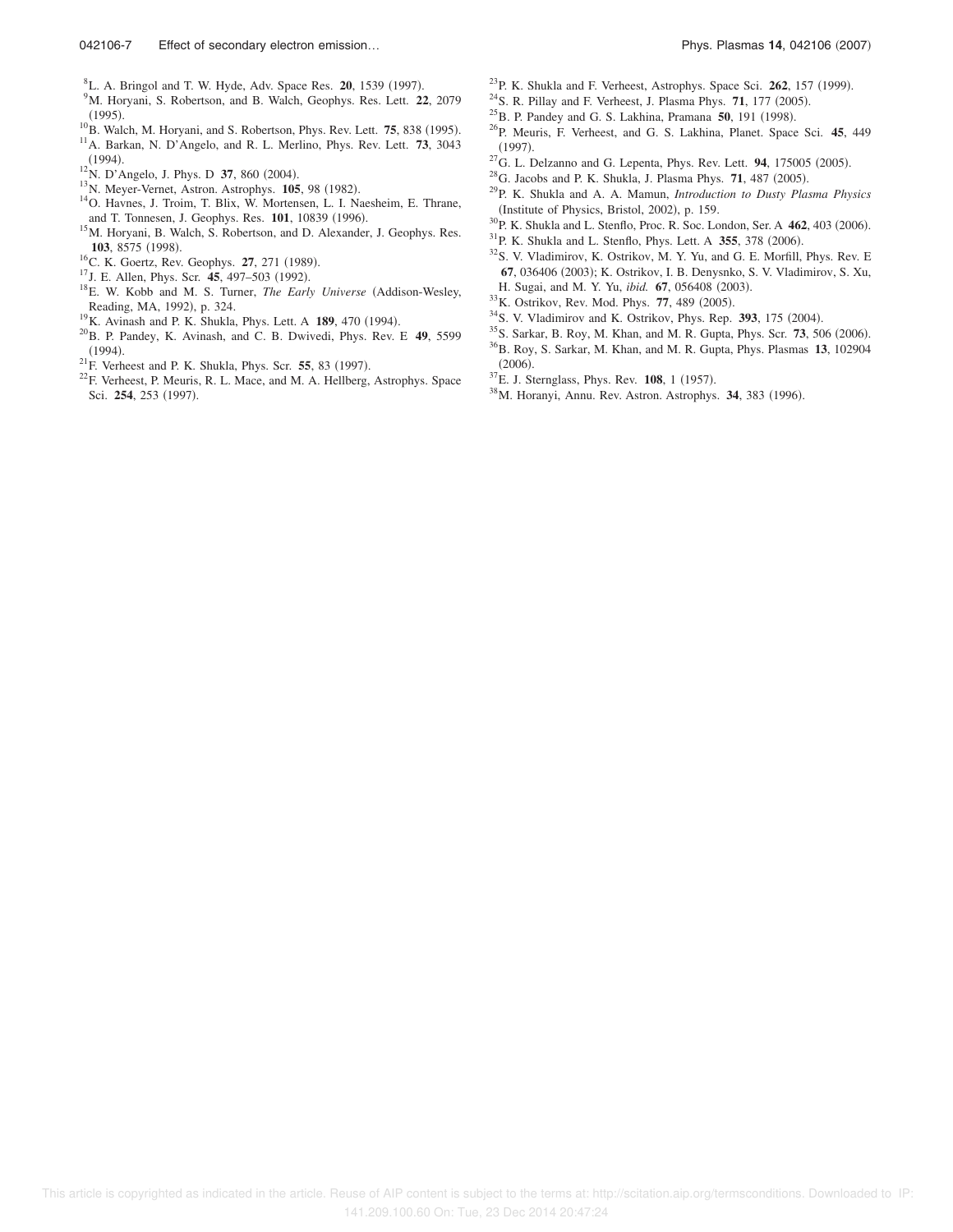[8] L. A. Bringol and T. W. Hyde, Adv. Space Res. **20**, 1539 (1997).

[9] M. Horyani, S. Robertson, and B. Walch, Geophys. Res. Lett. **22**, 2079 (1995).

[10] B. Walch, M. Horyani, and S. Robertson, Phys. Rev. Lett. **75**, 838 (1995).

[11] A. Barkan, N. D'Angelo, and R. L. Merlino, Phys. Rev. Lett. **73**, 3043 (1994).

[12] N. D'Angelo, J. Phys. D **37**, 860 (2004).

[13] N. Meyer-Vernet, Astron. Astrophys. **105**, 98 (1982).

[14] O. Havnes, J. Troim, T. Blix, W. Mortensen, L. I. Naesheim, E. Thrane, and T. Tonnesen, J. Geophys. Res. **101**, 10839 (1996).

[15] M. Horyani, B. Walch, S. Robertson, and D. Alexander, J. Geophys. Res. **103**, 8575 (1998).

[16] C. K. Goertz, Rev. Geophys. **27**, 271 (1989).

[17] J. E. Allen, Phys. Scr. **45**, 497–503 (1992).

[18] E. W. Kobb and M. S. Turner, *The Early Universe* (Addison-Wesley, Reading, MA, 1992), p. 324.

[19] K. Avinash and P. K. Shukla, Phys. Lett. A **189**, 470 (1994).

[20] B. P. Pandey, K. Avinash, and C. B. Dwivedi, Phys. Rev. E **49**, 5599 (1994).

[21] F. Verheest and P. K. Shukla, Phys. Scr. **55**, 83 (1997).

[22] F. Verheest, P. Meuris, R. L. Mace, and M. A. Hellberg, Astrophys. Space Sci. **254**, 253 (1997).

[23] P. K. Shukla and F. Verheest, Astrophys. Space Sci. **262**, 157 (1999).

[24] S. R. Pillay and F. Verheest, J. Plasma Phys. **71**, 177 (2005).

[25] B. P. Pandey and G. S. Lakhina, Pramana **50**, 191 (1998).

[26] P. Meuris, F. Verheest, and G. S. Lakhina, Planet. Space Sci. **45**, 449 (1997).

[27] G. L. Delzanno and G. Lepenta, Phys. Rev. Lett. **94**, 175005 (2005).

[28] G. Jacobs and P. K. Shukla, J. Plasma Phys. **71**, 487 (2005).

[29] P. K. Shukla and A. A. Mamun, *Introduction to Dusty Plasma Physics* (Institute of Physics, Bristol, 2002), p. 159.

[30] P. K. Shukla and L. Stenflo, Proc. R. Soc. London, Ser. A **462**, 403 (2006).

[31] P. K. Shukla and L. Stenflo, Phys. Lett. A **355**, 378 (2006).

[32] S. V. Vladimirov, K. Ostrikov, M. Y. Yu, and G. E. Morfill, Phys. Rev. E **67**, 036406 (2003); K. Ostrikov, I. B. Denysnko, S. V. Vladimirov, S. Xu, H. Sugai, and M. Y. Yu, *ibid.* **67**, 056408 (2003).

[33] K. Ostrikov, Rev. Mod. Phys. **77**, 489 (2005).

[34] S. V. Vladimirov and K. Ostrikov, Phys. Rep. **393**, 175 (2004).

[35] S. Sarkar, B. Roy, M. Khan, and M. R. Gupta, Phys. Scr. **73**, 506 (2006).

[36] B. Roy, S. Sarkar, M. Khan, and M. R. Gupta, Phys. Plasmas **13**, 102904 (2006).

[37] E. J. Sternglass, Phys. Rev. **108**, 1 (1957).

[38] M. Horanyi, Annu. Rev. Astron. Astrophys. **34**, 383 (1996).